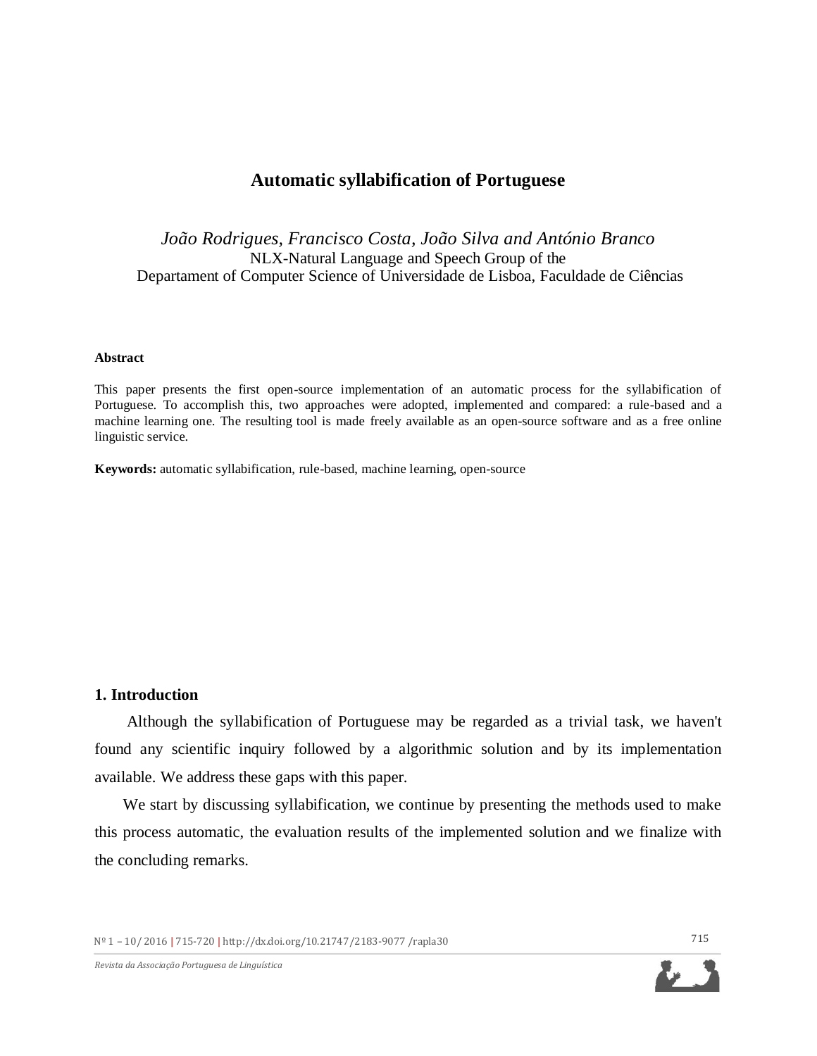# Automatic syllabification of Portuguese

*João Rodrigues, Francisco Costa, João Silva and António Branco*
NLX-Natural Language and Speech Group of the
Departament of Computer Science of Universidade de Lisboa, Faculdade de Ciências

**Abstract**

This paper presents the first open-source implementation of an automatic process for the syllabification of Portuguese. To accomplish this, two approaches were adopted, implemented and compared: a rule-based and a machine learning one. The resulting tool is made freely available as an open-source software and as a free online linguistic service.

**Keywords:** automatic syllabification, rule-based, machine learning, open-source

## 1. Introduction

Although the syllabification of Portuguese may be regarded as a trivial task, we haven't found any scientific inquiry followed by a algorithmic solution and by its implementation available. We address these gaps with this paper.

We start by discussing syllabification, we continue by presenting the methods used to make this process automatic, the evaluation results of the implemented solution and we finalize with the concluding remarks.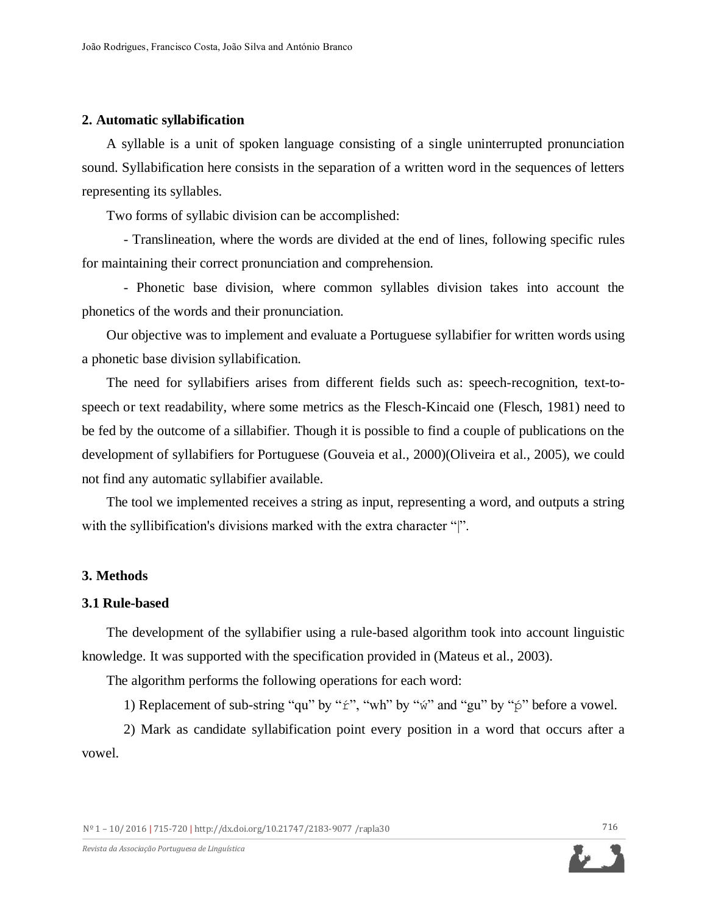## 2. Automatic syllabification

A syllable is a unit of spoken language consisting of a single uninterrupted pronunciation sound. Syllabification here consists in the separation of a written word in the sequences of letters representing its syllables.

Two forms of syllabic division can be accomplished:

- Translineation, where the words are divided at the end of lines, following specific rules for maintaining their correct pronunciation and comprehension.

- Phonetic base division, where common syllables division takes into account the phonetics of the words and their pronunciation.

Our objective was to implement and evaluate a Portuguese syllabifier for written words using a phonetic base division syllabification.

The need for syllabifiers arises from different fields such as: speech-recognition, text-to-speech or text readability, where some metrics as the Flesch-Kincaid one (Flesch, 1981) need to be fed by the outcome of a sillabifier. Though it is possible to find a couple of publications on the development of syllabifiers for Portuguese (Gouveia et al., 2000)(Oliveira et al., 2005), we could not find any automatic syllabifier available.

The tool we implemented receives a string as input, representing a word, and outputs a string with the syllibification's divisions marked with the extra character "|".

## 3. Methods

### 3.1 Rule-based

The development of the syllabifier using a rule-based algorithm took into account linguistic knowledge. It was supported with the specification provided in (Mateus et al., 2003).

The algorithm performs the following operations for each word:

1) Replacement of sub-string "qu" by "ŕ", "wh" by "ẃ" and "gu" by "ṕ" before a vowel.

2) Mark as candidate syllabification point every position in a word that occurs after a vowel.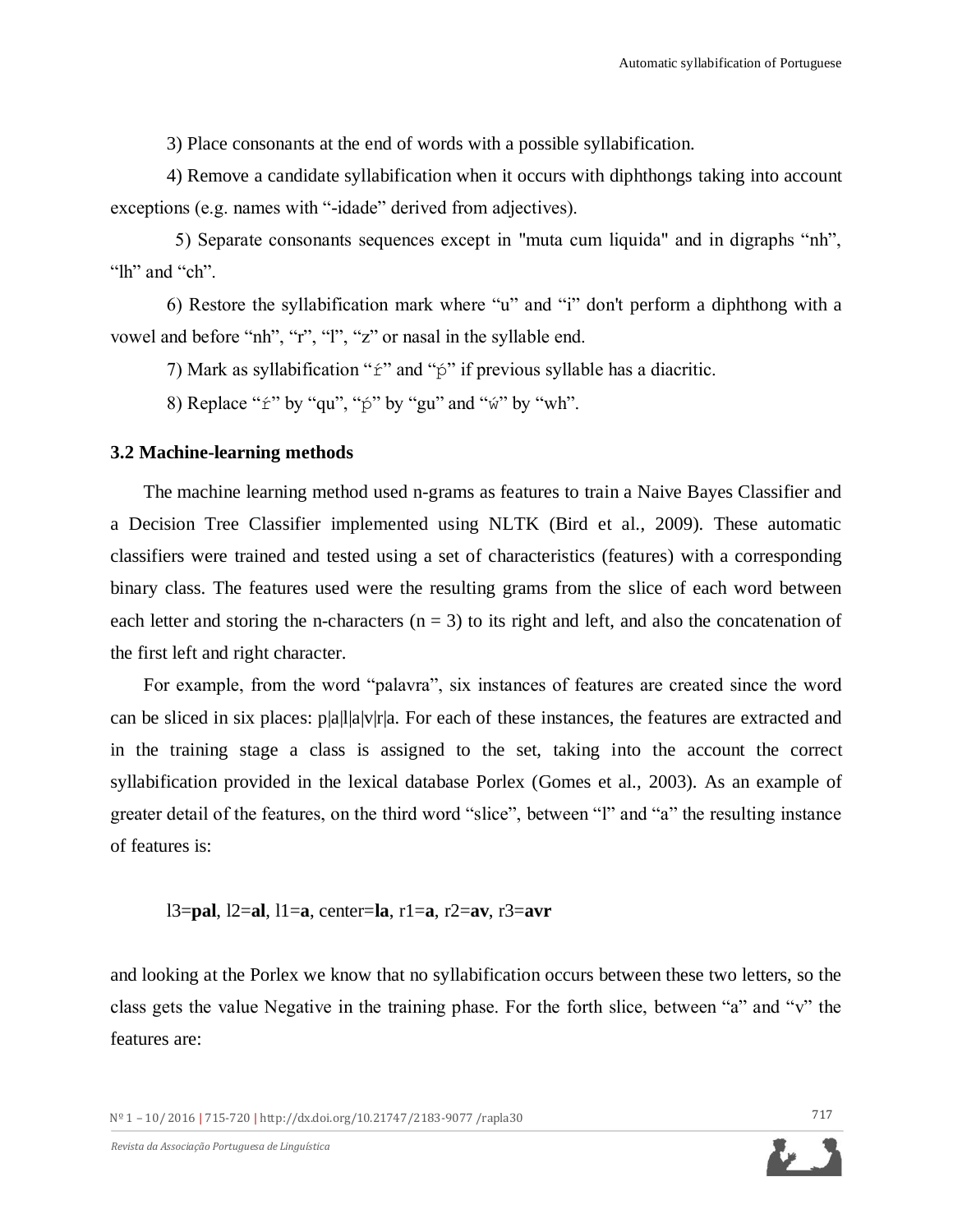3) Place consonants at the end of words with a possible syllabification.

4) Remove a candidate syllabification when it occurs with diphthongs taking into account exceptions (e.g. names with "-idade" derived from adjectives).

5) Separate consonants sequences except in "muta cum liquida" and in digraphs "nh", "lh" and "ch".

6) Restore the syllabification mark where "u" and "i" don't perform a diphthong with a vowel and before "nh", "r", "l", "z" or nasal in the syllable end.

7) Mark as syllabification "ŕ" and "ṕ" if previous syllable has a diacritic.

8) Replace "ŕ" by "qu", "ṕ" by "gu" and "ẃ" by "wh".

### 3.2 Machine-learning methods

The machine learning method used n-grams as features to train a Naive Bayes Classifier and a Decision Tree Classifier implemented using NLTK (Bird et al., 2009). These automatic classifiers were trained and tested using a set of characteristics (features) with a corresponding binary class. The features used were the resulting grams from the slice of each word between each letter and storing the n-characters (n = 3) to its right and left, and also the concatenation of the first left and right character.

For example, from the word "palavra", six instances of features are created since the word can be sliced in six places: p|a|l|a|v|r|a. For each of these instances, the features are extracted and in the training stage a class is assigned to the set, taking into the account the correct syllabification provided in the lexical database Porlex (Gomes et al., 2003). As an example of greater detail of the features, on the third word "slice", between "l" and "a" the resulting instance of features is:

l3=**pal**, l2=**al**, l1=**a**, center=**la**, r1=**a**, r2=**av**, r3=**avr**

and looking at the Porlex we know that no syllabification occurs between these two letters, so the class gets the value Negative in the training phase. For the forth slice, between "a" and "v" the features are: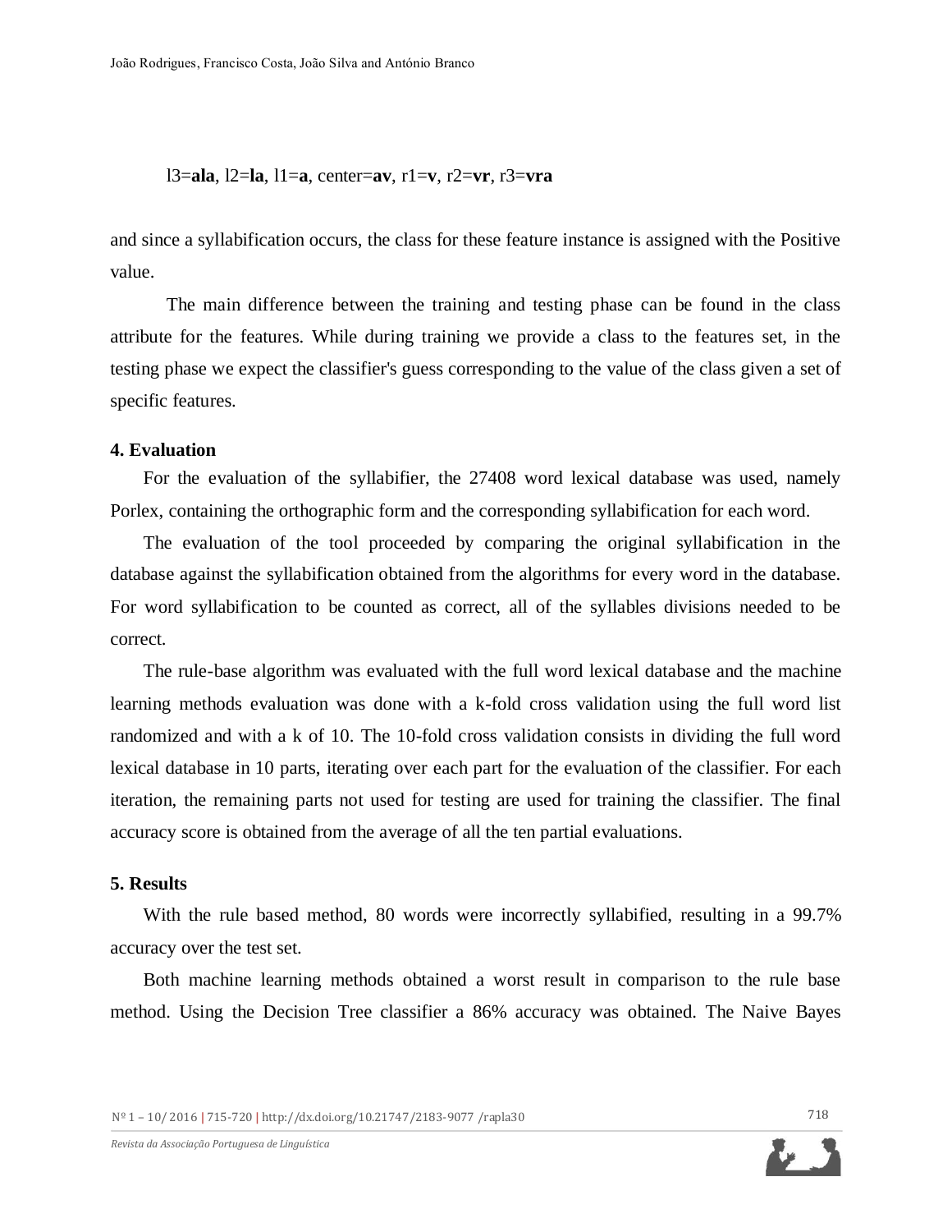l3=**ala**, l2=**la**, l1=**a**, center=**av**, r1=**v**, r2=**vr**, r3=**vra**

and since a syllabification occurs, the class for these feature instance is assigned with the Positive value.

The main difference between the training and testing phase can be found in the class attribute for the features. While during training we provide a class to the features set, in the testing phase we expect the classifier's guess corresponding to the value of the class given a set of specific features.

## 4. Evaluation

For the evaluation of the syllabifier, the 27408 word lexical database was used, namely Porlex, containing the orthographic form and the corresponding syllabification for each word.

The evaluation of the tool proceeded by comparing the original syllabification in the database against the syllabification obtained from the algorithms for every word in the database. For word syllabification to be counted as correct, all of the syllables divisions needed to be correct.

The rule-base algorithm was evaluated with the full word lexical database and the machine learning methods evaluation was done with a k-fold cross validation using the full word list randomized and with a k of 10. The 10-fold cross validation consists in dividing the full word lexical database in 10 parts, iterating over each part for the evaluation of the classifier. For each iteration, the remaining parts not used for testing are used for training the classifier. The final accuracy score is obtained from the average of all the ten partial evaluations.

## 5. Results

With the rule based method, 80 words were incorrectly syllabified, resulting in a 99.7% accuracy over the test set.

Both machine learning methods obtained a worst result in comparison to the rule base method. Using the Decision Tree classifier a 86% accuracy was obtained. The Naive Bayes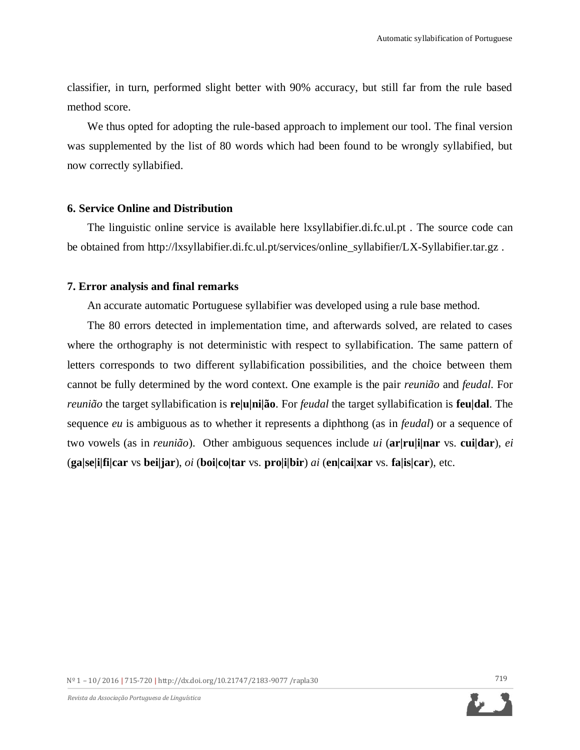classifier, in turn, performed slight better with 90% accuracy, but still far from the rule based method score.

We thus opted for adopting the rule-based approach to implement our tool. The final version was supplemented by the list of 80 words which had been found to be wrongly syllabified, but now correctly syllabified.

## 6. Service Online and Distribution

The linguistic online service is available here lxsyllabifier.di.fc.ul.pt . The source code can be obtained from http://lxsyllabifier.di.fc.ul.pt/services/online_syllabifier/LX-Syllabifier.tar.gz .

## 7. Error analysis and final remarks

An accurate automatic Portuguese syllabifier was developed using a rule base method.

The 80 errors detected in implementation time, and afterwards solved, are related to cases where the orthography is not deterministic with respect to syllabification. The same pattern of letters corresponds to two different syllabification possibilities, and the choice between them cannot be fully determined by the word context. One example is the pair *reunião* and *feudal*. For *reunião* the target syllabification is **re|u|ni|ão**. For *feudal* the target syllabification is **feu|dal**. The sequence *eu* is ambiguous as to whether it represents a diphthong (as in *feudal*) or a sequence of two vowels (as in *reunião*). Other ambiguous sequences include *ui* (**ar|ru|i|nar** vs. **cui|dar**), *ei* (**ga|se|i|fi|car** vs **bei|jar**), *oi* (**boi|co|tar** vs. **pro|i|bir**) *ai* (**en|cai|xar** vs. **fa|is|car**), etc.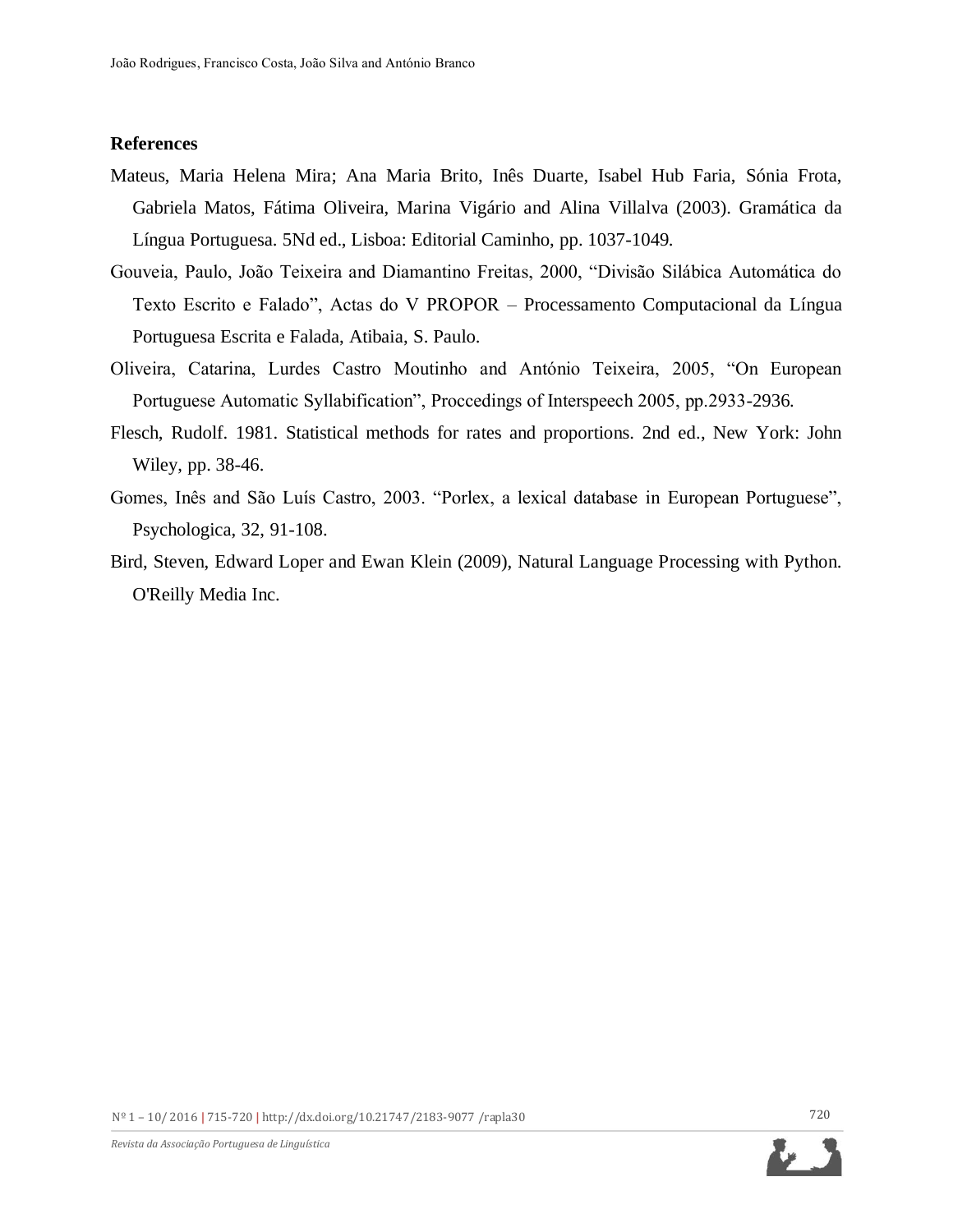## References

Mateus, Maria Helena Mira; Ana Maria Brito, Inês Duarte, Isabel Hub Faria, Sónia Frota, Gabriela Matos, Fátima Oliveira, Marina Vigário and Alina Villalva (2003). Gramática da Língua Portuguesa. 5Nd ed., Lisboa: Editorial Caminho, pp. 1037-1049.

Gouveia, Paulo, João Teixeira and Diamantino Freitas, 2000, "Divisão Silábica Automática do Texto Escrito e Falado", Actas do V PROPOR – Processamento Computacional da Língua Portuguesa Escrita e Falada, Atibaia, S. Paulo.

Oliveira, Catarina, Lurdes Castro Moutinho and António Teixeira, 2005, "On European Portuguese Automatic Syllabification", Proccedings of Interspeech 2005, pp.2933-2936.

Flesch, Rudolf. 1981. Statistical methods for rates and proportions. 2nd ed., New York: John Wiley, pp. 38-46.

Gomes, Inês and São Luís Castro, 2003. "Porlex, a lexical database in European Portuguese", Psychologica, 32, 91-108.

Bird, Steven, Edward Loper and Ewan Klein (2009), Natural Language Processing with Python. O'Reilly Media Inc.